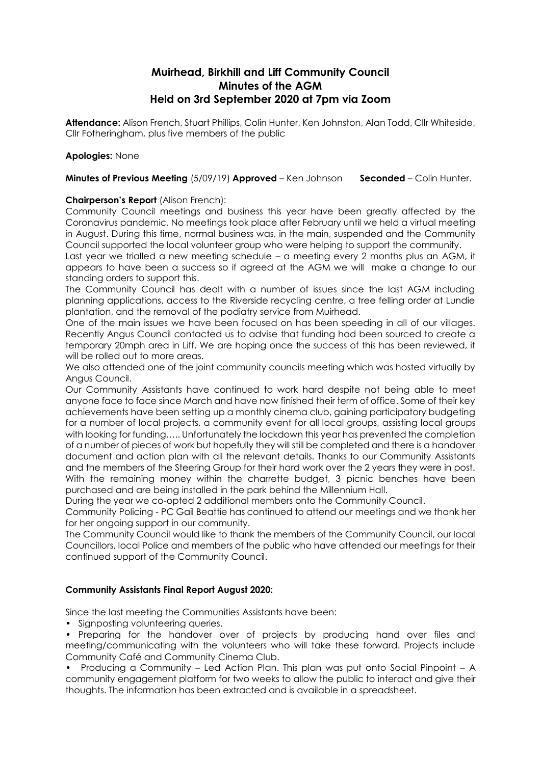# Muirhead, Birkhill and Liff Community Council
## Minutes of the AGM
## Held on 3rd September 2020 at 7pm via Zoom

**Attendance:** Alison French, Stuart Phillips, Colin Hunter, Ken Johnston, Alan Todd, Cllr Whiteside, Cllr Fotheringham, plus five members of the public

**Apologies:** None

**Minutes of Previous Meeting** (5/09/19) **Approved** – Ken Johnson **Seconded** – Colin Hunter.

**Chairperson's Report** (Alison French):

Community Council meetings and business this year have been greatly affected by the Coronavirus pandemic. No meetings took place after February until we held a virtual meeting in August. During this time, normal business was, in the main, suspended and the Community Council supported the local volunteer group who were helping to support the community.

Last year we trialled a new meeting schedule – a meeting every 2 months plus an AGM, it appears to have been a success so if agreed at the AGM we will make a change to our standing orders to support this.

The Community Council has dealt with a number of issues since the last AGM including planning applications, access to the Riverside recycling centre, a tree felling order at Lundie plantation, and the removal of the podiatry service from Muirhead.

One of the main issues we have been focused on has been speeding in all of our villages. Recently Angus Council contacted us to advise that funding had been sourced to create a temporary 20mph area in Liff. We are hoping once the success of this has been reviewed, it will be rolled out to more areas.

We also attended one of the joint community councils meeting which was hosted virtually by Angus Council.

Our Community Assistants have continued to work hard despite not being able to meet anyone face to face since March and have now finished their term of office. Some of their key achievements have been setting up a monthly cinema club, gaining participatory budgeting for a number of local projects, a community event for all local groups, assisting local groups with looking for funding….. Unfortunately the lockdown this year has prevented the completion of a number of pieces of work but hopefully they will still be completed and there is a handover document and action plan with all the relevant details. Thanks to our Community Assistants and the members of the Steering Group for their hard work over the 2 years they were in post.

With the remaining money within the charrette budget, 3 picnic benches have been purchased and are being installed in the park behind the Millennium Hall.

During the year we co-opted 2 additional members onto the Community Council.

Community Policing - PC Gail Beattie has continued to attend our meetings and we thank her for her ongoing support in our community.

The Community Council would like to thank the members of the Community Council, our local Councillors, local Police and members of the public who have attended our meetings for their continued support of the Community Council.

**Community Assistants Final Report August 2020:**

Since the last meeting the Communities Assistants have been:

- Signposting volunteering queries.
- Preparing for the handover over of projects by producing hand over files and meeting/communicating with the volunteers who will take these forward. Projects include Community Café and Community Cinema Club.
- Producing a Community – Led Action Plan. This plan was put onto Social Pinpoint – A community engagement platform for two weeks to allow the public to interact and give their thoughts. The information has been extracted and is available in a spreadsheet.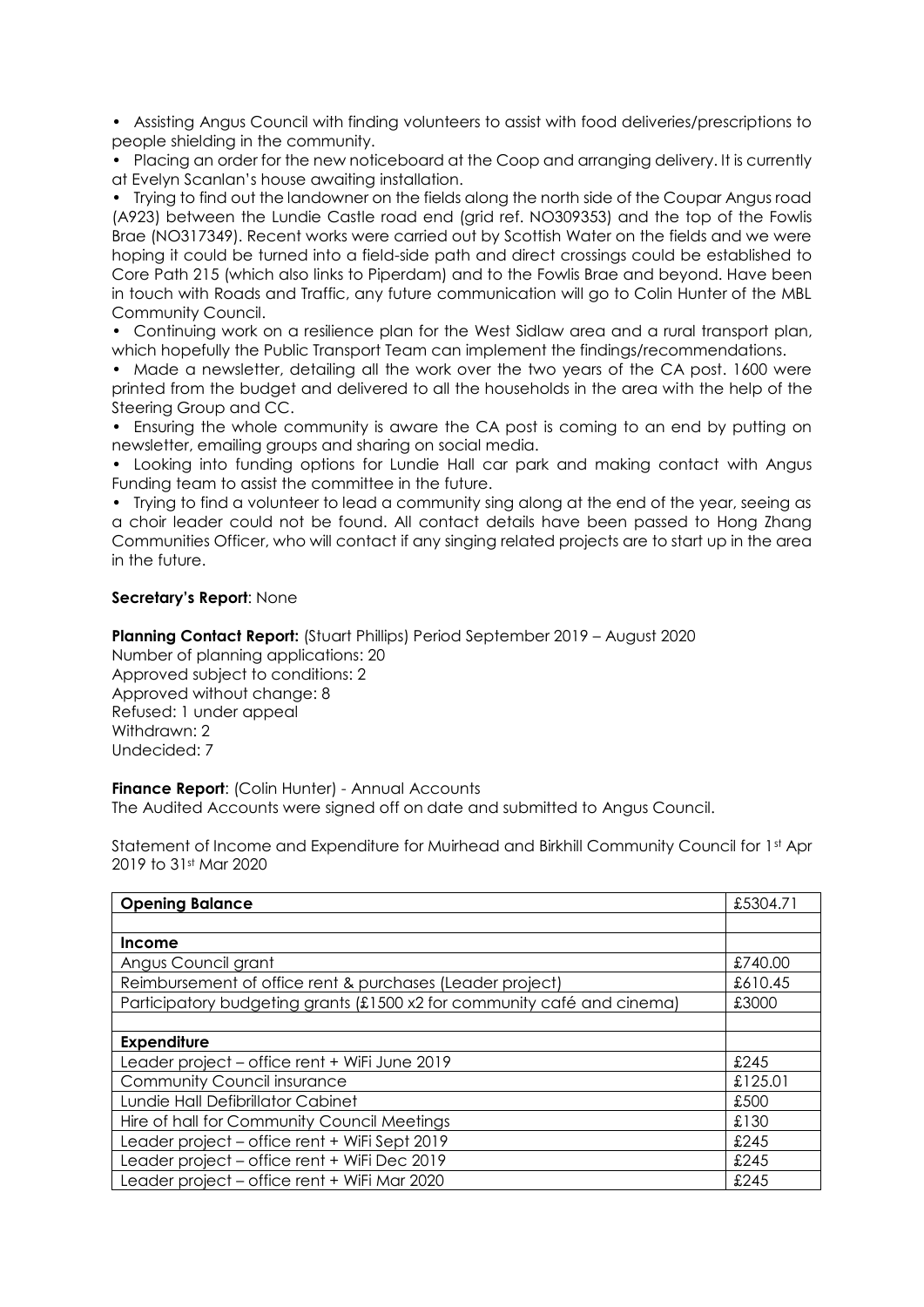- Assisting Angus Council with finding volunteers to assist with food deliveries/prescriptions to people shielding in the community.
- Placing an order for the new noticeboard at the Coop and arranging delivery. It is currently at Evelyn Scanlan's house awaiting installation.
- Trying to find out the landowner on the fields along the north side of the Coupar Angus road (A923) between the Lundie Castle road end (grid ref. NO309353) and the top of the Fowlis Brae (NO317349). Recent works were carried out by Scottish Water on the fields and we were hoping it could be turned into a field-side path and direct crossings could be established to Core Path 215 (which also links to Piperdam) and to the Fowlis Brae and beyond. Have been in touch with Roads and Traffic, any future communication will go to Colin Hunter of the MBL Community Council.
- Continuing work on a resilience plan for the West Sidlaw area and a rural transport plan, which hopefully the Public Transport Team can implement the findings/recommendations.
- Made a newsletter, detailing all the work over the two years of the CA post. 1600 were printed from the budget and delivered to all the households in the area with the help of the Steering Group and CC.
- Ensuring the whole community is aware the CA post is coming to an end by putting on newsletter, emailing groups and sharing on social media.
- Looking into funding options for Lundie Hall car park and making contact with Angus Funding team to assist the committee in the future.
- Trying to find a volunteer to lead a community sing along at the end of the year, seeing as a choir leader could not be found. All contact details have been passed to Hong Zhang Communities Officer, who will contact if any singing related projects are to start up in the area in the future.

**Secretary's Report**: None

**Planning Contact Report:** (Stuart Phillips) Period September 2019 – August 2020
Number of planning applications: 20
Approved subject to conditions: 2
Approved without change: 8
Refused: 1 under appeal
Withdrawn: 2
Undecided: 7

**Finance Report**: (Colin Hunter) - Annual Accounts
The Audited Accounts were signed off on date and submitted to Angus Council.

Statement of Income and Expenditure for Muirhead and Birkhill Community Council for 1st Apr 2019 to 31st Mar 2020

| **Opening Balance** | £5304.71 |
|---|---|
| | |
| **Income** | |
| Angus Council grant | £740.00 |
| Reimbursement of office rent & purchases (Leader project) | £610.45 |
| Participatory budgeting grants (£1500 x2 for community café and cinema) | £3000 |
| | |
| **Expenditure** | |
| Leader project – office rent + WiFi June 2019 | £245 |
| Community Council insurance | £125.01 |
| Lundie Hall Defibrillator Cabinet | £500 |
| Hire of hall for Community Council Meetings | £130 |
| Leader project – office rent + WiFi Sept 2019 | £245 |
| Leader project – office rent + WiFi Dec 2019 | £245 |
| Leader project – office rent + WiFi Mar 2020 | £245 |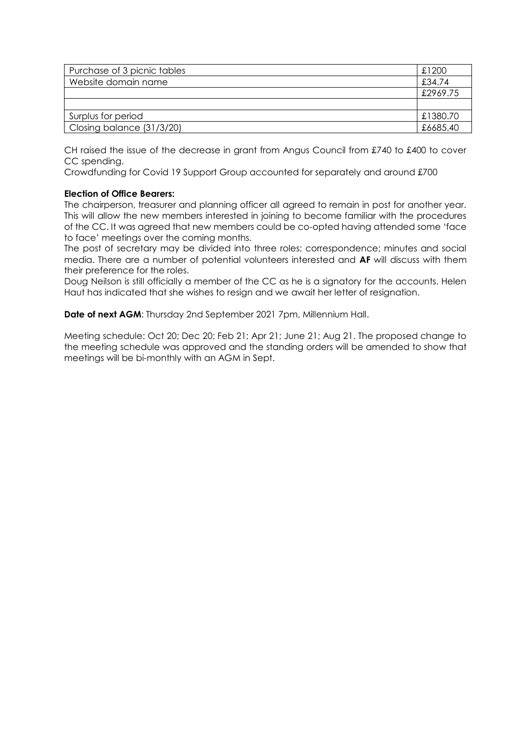| | |
|---|---|
| Purchase of 3 picnic tables | £1200 |
| Website domain name | £34.74 |
| | £2969.75 |
| | |
| Surplus for period | £1380.70 |
| Closing balance (31/3/20) | £6685.40 |

CH raised the issue of the decrease in grant from Angus Council from £740 to £400 to cover CC spending.

Crowdfunding for Covid 19 Support Group accounted for separately and around £700

**Election of Office Bearers:**

The chairperson, treasurer and planning officer all agreed to remain in post for another year. This will allow the new members interested in joining to become familiar with the procedures of the CC. It was agreed that new members could be co-opted having attended some 'face to face' meetings over the coming months.

The post of secretary may be divided into three roles: correspondence; minutes and social media. There are a number of potential volunteers interested and **AF** will discuss with them their preference for the roles.

Doug Neilson is still officially a member of the CC as he is a signatory for the accounts. Helen Haut has indicated that she wishes to resign and we await her letter of resignation.

**Date of next AGM**: Thursday 2nd September 2021 7pm, Millennium Hall.

Meeting schedule: Oct 20; Dec 20; Feb 21; Apr 21; June 21; Aug 21. The proposed change to the meeting schedule was approved and the standing orders will be amended to show that meetings will be bi-monthly with an AGM in Sept.